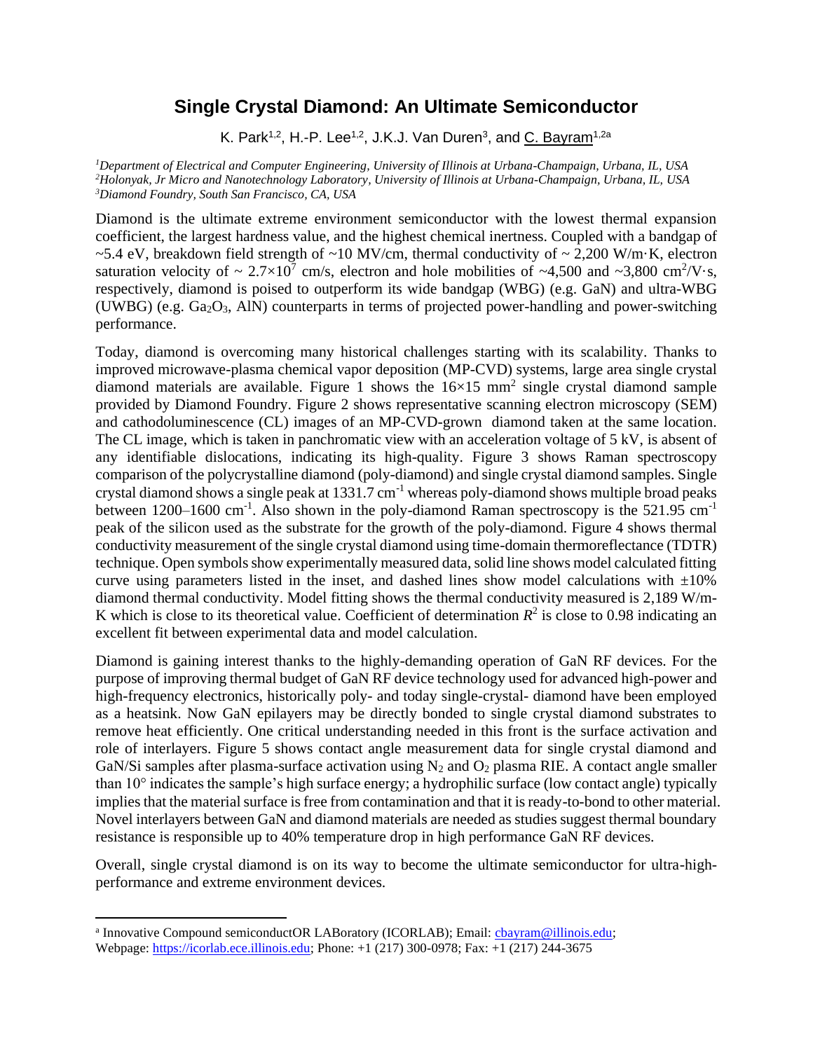# Single Crystal Diamond: An Ultimate Semiconductor

K. Park[1,2], H.-P. Lee[1,2], J.K.J. Van Duren[3], and C. Bayram[1,2a]

[1] *Department of Electrical and Computer Engineering, University of Illinois at Urbana-Champaign, Urbana, IL, USA*
[2] *Holonyak, Jr Micro and Nanotechnology Laboratory, University of Illinois at Urbana-Champaign, Urbana, IL, USA*
[3] *Diamond Foundry, South San Francisco, CA, USA*

Diamond is the ultimate extreme environment semiconductor with the lowest thermal expansion coefficient, the largest hardness value, and the highest chemical inertness. Coupled with a bandgap of ~5.4 eV, breakdown field strength of ~10 MV/cm, thermal conductivity of ~ 2,200 W/m·K, electron saturation velocity of ~ $2.7 \times 10^7$ cm/s, electron and hole mobilities of ~4,500 and ~3,800 $cm^2/V \cdot s$, respectively, diamond is poised to outperform its wide bandgap (WBG) (e.g. GaN) and ultra-WBG (UWBG) (e.g. $Ga_2O_3$, AlN) counterparts in terms of projected power-handling and power-switching performance.

Today, diamond is overcoming many historical challenges starting with its scalability. Thanks to improved microwave-plasma chemical vapor deposition (MP-CVD) systems, large area single crystal diamond materials are available. Figure 1 shows the $16 \times 15$ $mm^2$ single crystal diamond sample provided by Diamond Foundry. Figure 2 shows representative scanning electron microscopy (SEM) and cathodoluminescence (CL) images of an MP-CVD-grown diamond taken at the same location. The CL image, which is taken in panchromatic view with an acceleration voltage of 5 kV, is absent of any identifiable dislocations, indicating its high-quality. Figure 3 shows Raman spectroscopy comparison of the polycrystalline diamond (poly-diamond) and single crystal diamond samples. Single crystal diamond shows a single peak at 1331.7 $cm^{-1}$ whereas poly-diamond shows multiple broad peaks between 1200–1600 $cm^{-1}$. Also shown in the poly-diamond Raman spectroscopy is the 521.95 $cm^{-1}$ peak of the silicon used as the substrate for the growth of the poly-diamond. Figure 4 shows thermal conductivity measurement of the single crystal diamond using time-domain thermoreflectance (TDTR) technique. Open symbols show experimentally measured data, solid line shows model calculated fitting curve using parameters listed in the inset, and dashed lines show model calculations with ±10% diamond thermal conductivity. Model fitting shows the thermal conductivity measured is 2,189 W/m-K which is close to its theoretical value. Coefficient of determination $R^2$ is close to 0.98 indicating an excellent fit between experimental data and model calculation.

Diamond is gaining interest thanks to the highly-demanding operation of GaN RF devices. For the purpose of improving thermal budget of GaN RF device technology used for advanced high-power and high-frequency electronics, historically poly- and today single-crystal- diamond have been employed as a heatsink. Now GaN epilayers may be directly bonded to single crystal diamond substrates to remove heat efficiently. One critical understanding needed in this front is the surface activation and role of interlayers. Figure 5 shows contact angle measurement data for single crystal diamond and GaN/Si samples after plasma-surface activation using $N_2$ and $O_2$ plasma RIE. A contact angle smaller than 10° indicates the sample's high surface energy; a hydrophilic surface (low contact angle) typically implies that the material surface is free from contamination and that it is ready-to-bond to other material. Novel interlayers between GaN and diamond materials are needed as studies suggest thermal boundary resistance is responsible up to 40% temperature drop in high performance GaN RF devices.

Overall, single crystal diamond is on its way to become the ultimate semiconductor for ultra-high-performance and extreme environment devices.

---

[a] Innovative Compound semiconductOR LABoratory (ICORLAB); Email: cbayram@illinois.edu; Webpage: https://icorlab.ece.illinois.edu; Phone: +1 (217) 300-0978; Fax: +1 (217) 244-3675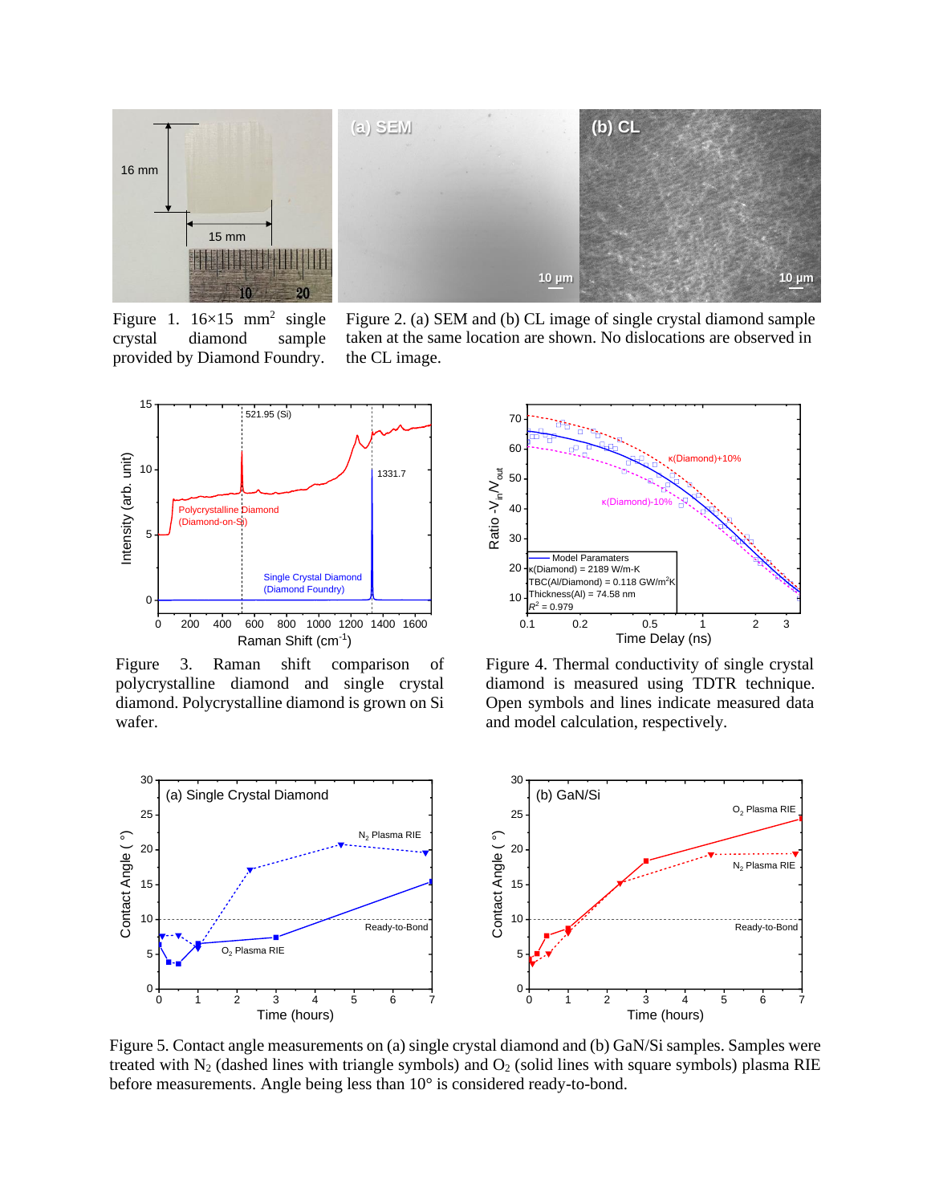16 mm

15 mm

Figure 1. 16×15 $mm^2$ single crystal diamond sample provided by Diamond Foundry.

(a) SEM

10 μm

(b) CL

10 μm

Figure 2. (a) SEM and (b) CL image of single crystal diamond sample taken at the same location are shown. No dislocations are observed in the CL image.

521.95 (Si)

1331.7

Polycrystalline Diamond (Diamond-on-Si)

Single Crystal Diamond (Diamond Foundry)

Intensity (arb. unit)

Raman Shift ($cm^{-1}$)

Figure 3. Raman shift comparison of polycrystalline diamond and single crystal diamond. Polycrystalline diamond is grown on Si wafer.

κ(Diamond)+10%

κ(Diamond)-10%

Model Paramaters

κ(Diamond) = 2189 W/m-K

TBC(Al/Diamond) = 0.118 $GW/m^2K$

Thickness(Al) = 74.58 nm

$R^2$ = 0.979

Ratio $-V_{in}/V_{out}$

Time Delay (ns)

Figure 4. Thermal conductivity of single crystal diamond is measured using TDTR technique. Open symbols and lines indicate measured data and model calculation, respectively.

(a) Single Crystal Diamond

$N_2$ Plasma RIE

Ready-to-Bond

$O_2$ Plasma RIE

Contact Angle (°)

Time (hours)

(b) GaN/Si

$O_2$ Plasma RIE

$N_2$ Plasma RIE

Ready-to-Bond

Contact Angle (°)

Time (hours)

Figure 5. Contact angle measurements on (a) single crystal diamond and (b) GaN/Si samples. Samples were treated with $N_2$ (dashed lines with triangle symbols) and $O_2$ (solid lines with square symbols) plasma RIE before measurements. Angle being less than 10° is considered ready-to-bond.